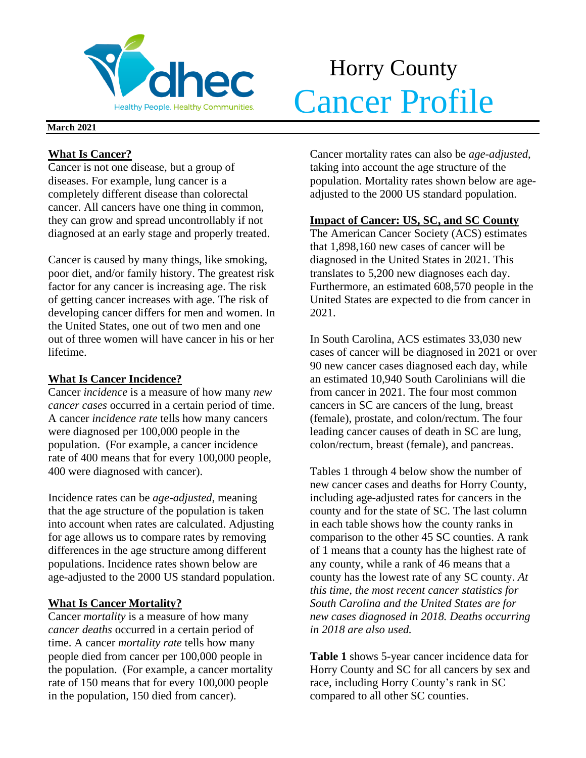# Horry County Cancer Profile

**March 2021**

## What Is Cancer?

Cancer is not one disease, but a group of diseases. For example, lung cancer is a completely different disease than colorectal cancer. All cancers have one thing in common, they can grow and spread uncontrollably if not diagnosed at an early stage and properly treated.

Cancer is caused by many things, like smoking, poor diet, and/or family history. The greatest risk factor for any cancer is increasing age. The risk of getting cancer increases with age. The risk of developing cancer differs for men and women. In the United States, one out of two men and one out of three women will have cancer in his or her lifetime.

## What Is Cancer Incidence?

Cancer *incidence* is a measure of how many *new cancer cases* occurred in a certain period of time. A cancer *incidence rate* tells how many cancers were diagnosed per 100,000 people in the population. (For example, a cancer incidence rate of 400 means that for every 100,000 people, 400 were diagnosed with cancer).

Incidence rates can be *age-adjusted*, meaning that the age structure of the population is taken into account when rates are calculated. Adjusting for age allows us to compare rates by removing differences in the age structure among different populations. Incidence rates shown below are age-adjusted to the 2000 US standard population.

## What Is Cancer Mortality?

Cancer *mortality* is a measure of how many *cancer deaths* occurred in a certain period of time. A cancer *mortality rate* tells how many people died from cancer per 100,000 people in the population. (For example, a cancer mortality rate of 150 means that for every 100,000 people in the population, 150 died from cancer).

Cancer mortality rates can also be *age-adjusted*, taking into account the age structure of the population. Mortality rates shown below are age-adjusted to the 2000 US standard population.

## Impact of Cancer: US, SC, and SC County

The American Cancer Society (ACS) estimates that 1,898,160 new cases of cancer will be diagnosed in the United States in 2021. This translates to 5,200 new diagnoses each day. Furthermore, an estimated 608,570 people in the United States are expected to die from cancer in 2021.

In South Carolina, ACS estimates 33,030 new cases of cancer will be diagnosed in 2021 or over 90 new cancer cases diagnosed each day, while an estimated 10,940 South Carolinians will die from cancer in 2021. The four most common cancers in SC are cancers of the lung, breast (female), prostate, and colon/rectum. The four leading cancer causes of death in SC are lung, colon/rectum, breast (female), and pancreas.

Tables 1 through 4 below show the number of new cancer cases and deaths for Horry County, including age-adjusted rates for cancers in the county and for the state of SC. The last column in each table shows how the county ranks in comparison to the other 45 SC counties. A rank of 1 means that a county has the highest rate of any county, while a rank of 46 means that a county has the lowest rate of any SC county. *At this time, the most recent cancer statistics for South Carolina and the United States are for new cases diagnosed in 2018. Deaths occurring in 2018 are also used.*

**Table 1** shows 5-year cancer incidence data for Horry County and SC for all cancers by sex and race, including Horry County's rank in SC compared to all other SC counties.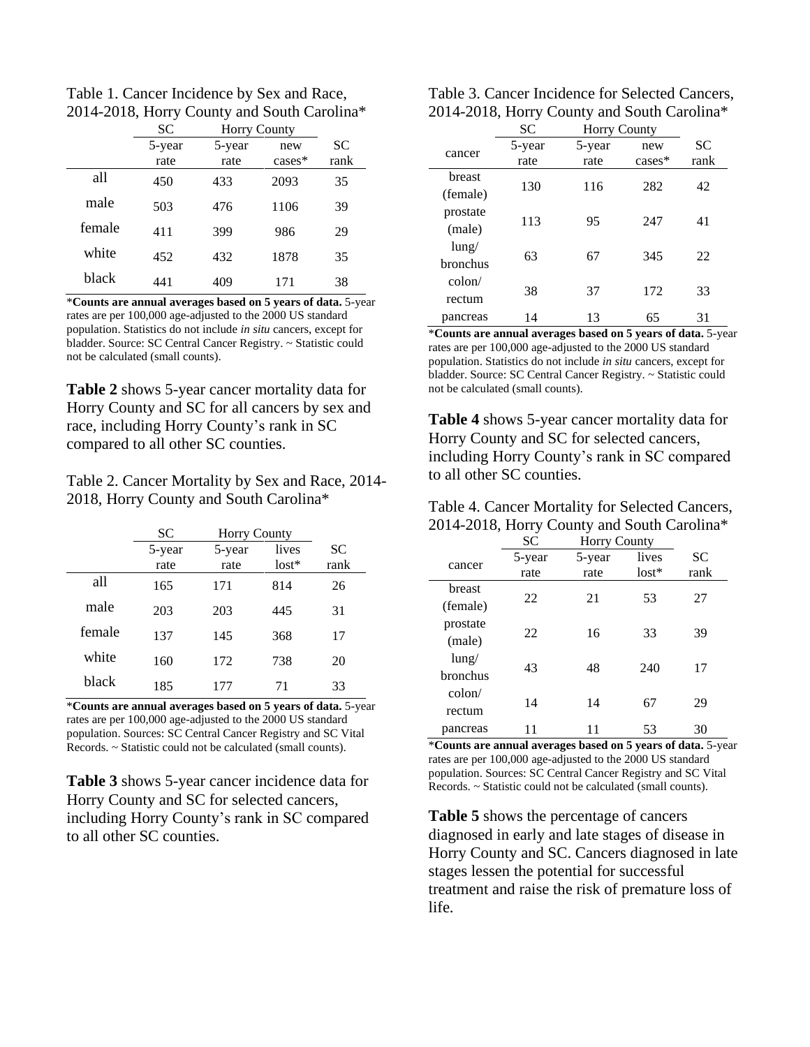Table 1. Cancer Incidence by Sex and Race, 2014-2018, Horry County and South Carolina*

| | SC | Horry County | | |
|---|---|---|---|---|
| | 5-year rate | 5-year rate | new cases* | SC rank |
| all | 450 | 433 | 2093 | 35 |
| male | 503 | 476 | 1106 | 39 |
| female | 411 | 399 | 986 | 29 |
| white | 452 | 432 | 1878 | 35 |
| black | 441 | 409 | 171 | 38 |

***Counts are annual averages based on 5 years of data.** 5-year rates are per 100,000 age-adjusted to the 2000 US standard population. Statistics do not include *in situ* cancers, except for bladder. Source: SC Central Cancer Registry. ~ Statistic could not be calculated (small counts).

**Table 2** shows 5-year cancer mortality data for Horry County and SC for all cancers by sex and race, including Horry County's rank in SC compared to all other SC counties.

Table 2. Cancer Mortality by Sex and Race, 2014-2018, Horry County and South Carolina*

| | SC | Horry County | | |
|---|---|---|---|---|
| | 5-year rate | 5-year rate | lives lost* | SC rank |
| all | 165 | 171 | 814 | 26 |
| male | 203 | 203 | 445 | 31 |
| female | 137 | 145 | 368 | 17 |
| white | 160 | 172 | 738 | 20 |
| black | 185 | 177 | 71 | 33 |

***Counts are annual averages based on 5 years of data.** 5-year rates are per 100,000 age-adjusted to the 2000 US standard population. Sources: SC Central Cancer Registry and SC Vital Records. ~ Statistic could not be calculated (small counts).

**Table 3** shows 5-year cancer incidence data for Horry County and SC for selected cancers, including Horry County's rank in SC compared to all other SC counties.

Table 3. Cancer Incidence for Selected Cancers, 2014-2018, Horry County and South Carolina*

| | SC | Horry County | | |
|---|---|---|---|---|
| cancer | 5-year rate | 5-year rate | new cases* | SC rank |
| breast (female) | 130 | 116 | 282 | 42 |
| prostate (male) | 113 | 95 | 247 | 41 |
| lung/ bronchus | 63 | 67 | 345 | 22 |
| colon/ rectum | 38 | 37 | 172 | 33 |
| pancreas | 14 | 13 | 65 | 31 |

***Counts are annual averages based on 5 years of data.** 5-year rates are per 100,000 age-adjusted to the 2000 US standard population. Statistics do not include *in situ* cancers, except for bladder. Source: SC Central Cancer Registry. ~ Statistic could not be calculated (small counts).

**Table 4** shows 5-year cancer mortality data for Horry County and SC for selected cancers, including Horry County's rank in SC compared to all other SC counties.

Table 4. Cancer Mortality for Selected Cancers, 2014-2018, Horry County and South Carolina*

| | SC | Horry County | | |
|---|---|---|---|---|
| cancer | 5-year rate | 5-year rate | lives lost* | SC rank |
| breast (female) | 22 | 21 | 53 | 27 |
| prostate (male) | 22 | 16 | 33 | 39 |
| lung/ bronchus | 43 | 48 | 240 | 17 |
| colon/ rectum | 14 | 14 | 67 | 29 |
| pancreas | 11 | 11 | 53 | 30 |

***Counts are annual averages based on 5 years of data.** 5-year rates are per 100,000 age-adjusted to the 2000 US standard population. Sources: SC Central Cancer Registry and SC Vital Records. ~ Statistic could not be calculated (small counts).

**Table 5** shows the percentage of cancers diagnosed in early and late stages of disease in Horry County and SC. Cancers diagnosed in late stages lessen the potential for successful treatment and raise the risk of premature loss of life.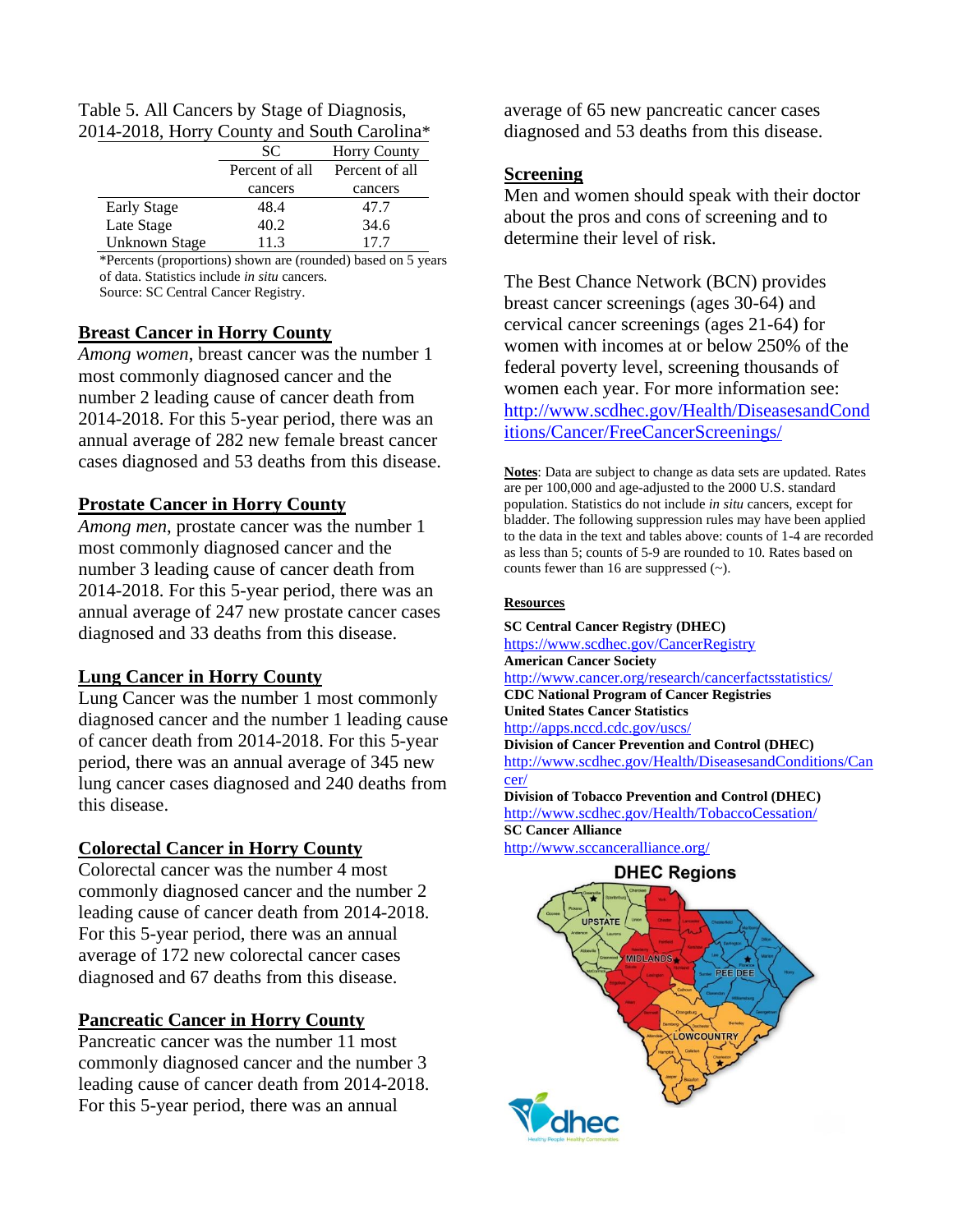Table 5. All Cancers by Stage of Diagnosis, 2014-2018, Horry County and South Carolina*

| | SC | Horry County |
|---|---|---|
| | Percent of all cancers | Percent of all cancers |
| Early Stage | 48.4 | 47.7 |
| Late Stage | 40.2 | 34.6 |
| Unknown Stage | 11.3 | 17.7 |

*Percents (proportions) shown are (rounded) based on 5 years of data. Statistics include *in situ* cancers.
Source: SC Central Cancer Registry.

## Breast Cancer in Horry County

*Among women*, breast cancer was the number 1 most commonly diagnosed cancer and the number 2 leading cause of cancer death from 2014-2018. For this 5-year period, there was an annual average of 282 new female breast cancer cases diagnosed and 53 deaths from this disease.

## Prostate Cancer in Horry County

*Among men*, prostate cancer was the number 1 most commonly diagnosed cancer and the number 3 leading cause of cancer death from 2014-2018. For this 5-year period, there was an annual average of 247 new prostate cancer cases diagnosed and 33 deaths from this disease.

## Lung Cancer in Horry County

Lung Cancer was the number 1 most commonly diagnosed cancer and the number 1 leading cause of cancer death from 2014-2018. For this 5-year period, there was an annual average of 345 new lung cancer cases diagnosed and 240 deaths from this disease.

## Colorectal Cancer in Horry County

Colorectal cancer was the number 4 most commonly diagnosed cancer and the number 2 leading cause of cancer death from 2014-2018. For this 5-year period, there was an annual average of 172 new colorectal cancer cases diagnosed and 67 deaths from this disease.

## Pancreatic Cancer in Horry County

Pancreatic cancer was the number 11 most commonly diagnosed cancer and the number 3 leading cause of cancer death from 2014-2018. For this 5-year period, there was an annual average of 65 new pancreatic cancer cases diagnosed and 53 deaths from this disease.

## Screening

Men and women should speak with their doctor about the pros and cons of screening and to determine their level of risk.

The Best Chance Network (BCN) provides breast cancer screenings (ages 30-64) and cervical cancer screenings (ages 21-64) for women with incomes at or below 250% of the federal poverty level, screening thousands of women each year. For more information see: http://www.scdhec.gov/Health/DiseasesandConditions/Cancer/FreeCancerScreenings/

**Notes**: Data are subject to change as data sets are updated. Rates are per 100,000 and age-adjusted to the 2000 U.S. standard population. Statistics do not include *in situ* cancers, except for bladder. The following suppression rules may have been applied to the data in the text and tables above: counts of 1-4 are recorded as less than 5; counts of 5-9 are rounded to 10. Rates based on counts fewer than 16 are suppressed (~).

**Resources**

**SC Central Cancer Registry (DHEC)**
https://www.scdhec.gov/CancerRegistry
**American Cancer Society**
http://www.cancer.org/research/cancerfactsstatistics/
**CDC National Program of Cancer Registries**
**United States Cancer Statistics**
http://apps.nccd.cdc.gov/uscs/
**Division of Cancer Prevention and Control (DHEC)**
http://www.scdhec.gov/Health/DiseasesandConditions/Cancer/
**Division of Tobacco Prevention and Control (DHEC)**
http://www.scdhec.gov/Health/TobaccoCessation/
**SC Cancer Alliance**
http://www.sccanceralliance.org/

DHEC Regions